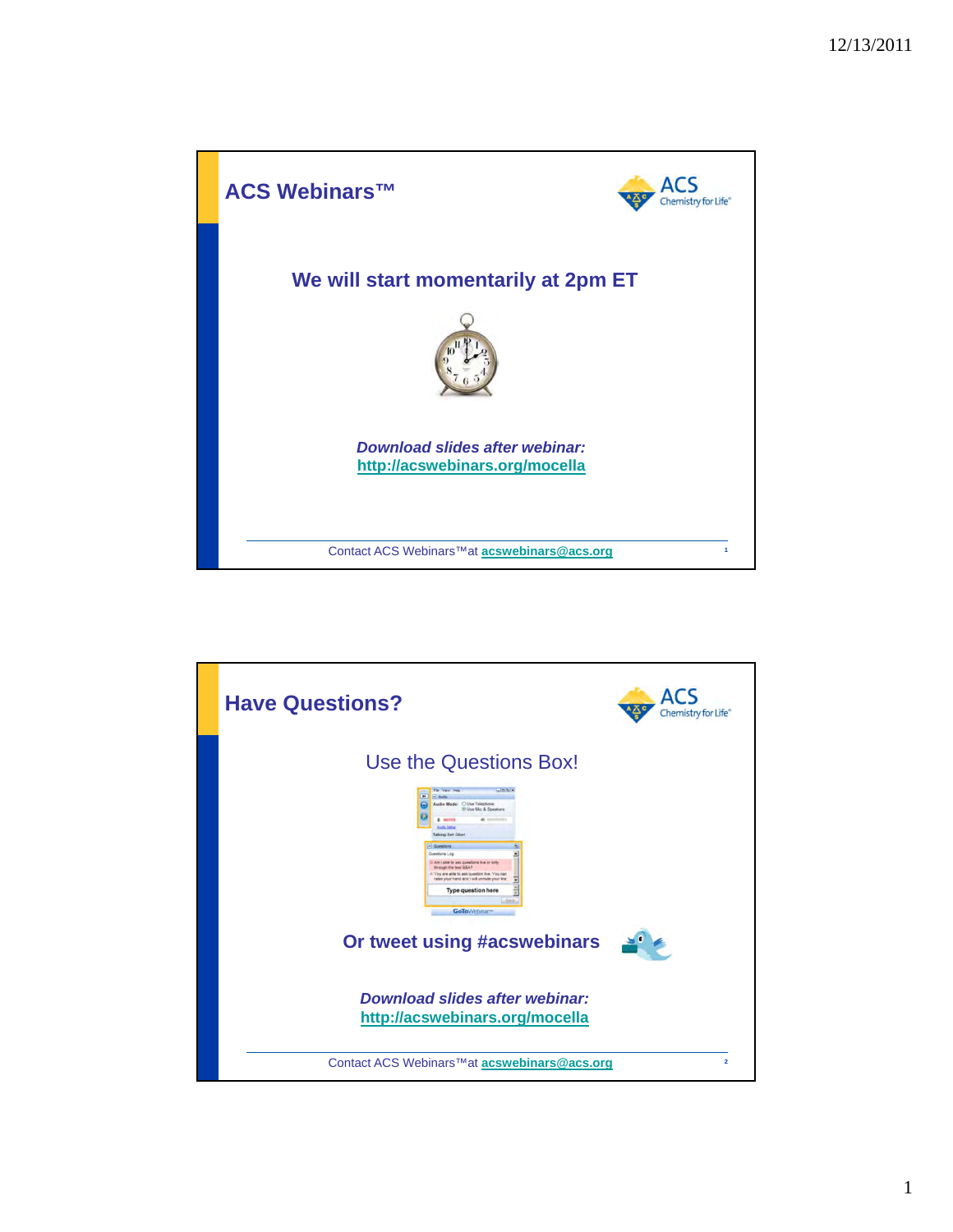## ACS Webinars™

### We will start momentarily at 2pm ET

***Download slides after webinar:***
**http://acswebinars.org/mocella**

Contact ACS Webinars™ at **acswebinars@acs.org**

## Have Questions?

Use the Questions Box!

**Or tweet using #acswebinars**

***Download slides after webinar:***
**http://acswebinars.org/mocella**

Contact ACS Webinars™ at **acswebinars@acs.org**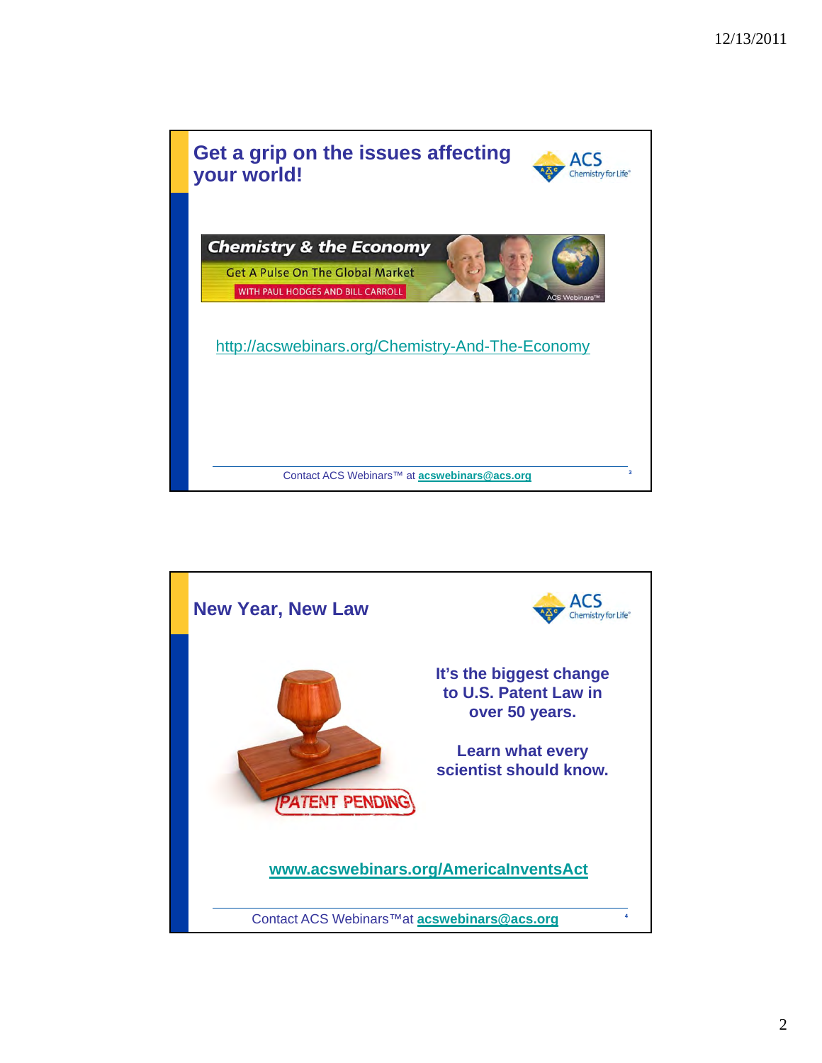## Get a grip on the issues affecting your world!

Chemistry & the Economy

Get A Pulse On The Global Market

WITH PAUL HODGES AND BILL CARROLL

ACS Webinars™

http://acswebinars.org/Chemistry-And-The-Economy

Contact ACS Webinars™ at **acswebinars@acs.org**

## New Year, New Law

PATENT PENDING

**It's the biggest change to U.S. Patent Law in over 50 years.**

**Learn what every scientist should know.**

**www.acswebinars.org/AmericaInventsAct**

Contact ACS Webinars™at **acswebinars@acs.org**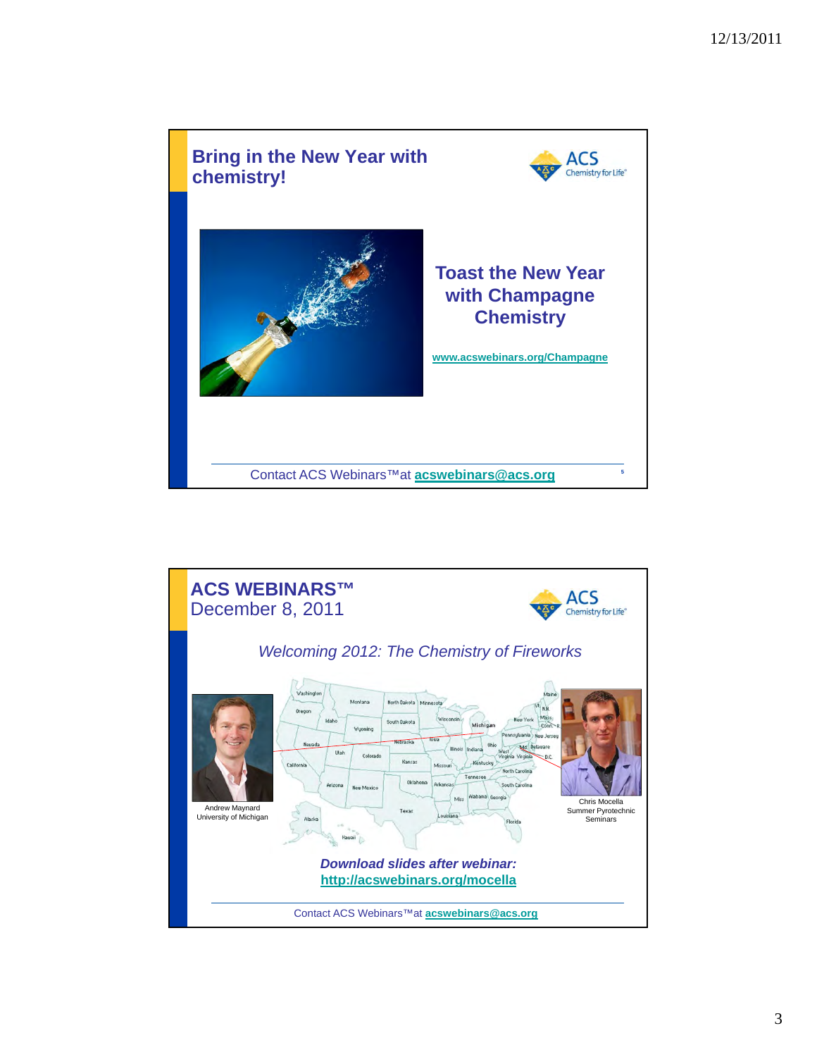## Bring in the New Year with chemistry!

### Toast the New Year with Champagne Chemistry

www.acswebinars.org/Champagne

Contact ACS Webinars™ at acswebinars@acs.org

## ACS WEBINARS™

December 8, 2011

*Welcoming 2012: The Chemistry of Fireworks*

Andrew Maynard
University of Michigan

Chris Mocella
Summer Pyrotechnic Seminars

***Download slides after webinar:***
**http://acswebinars.org/mocella**

Contact ACS Webinars™ at acswebinars@acs.org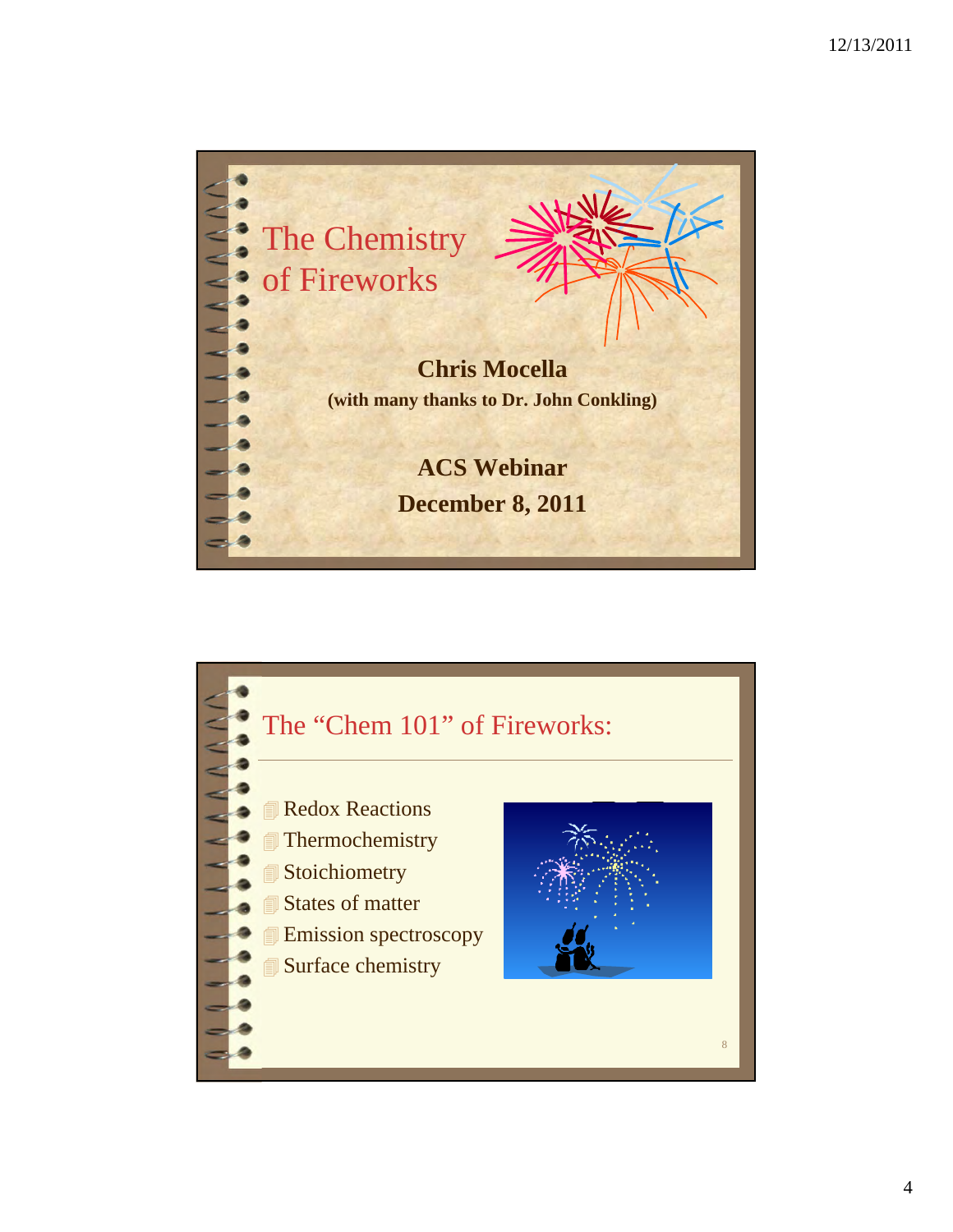# The Chemistry of Fireworks

**Chris Mocella**

**(with many thanks to Dr. John Conkling)**

**ACS Webinar**

**December 8, 2011**

## The "Chem 101" of Fireworks:

- Redox Reactions
- Thermochemistry
- Stoichiometry
- States of matter
- Emission spectroscopy
- Surface chemistry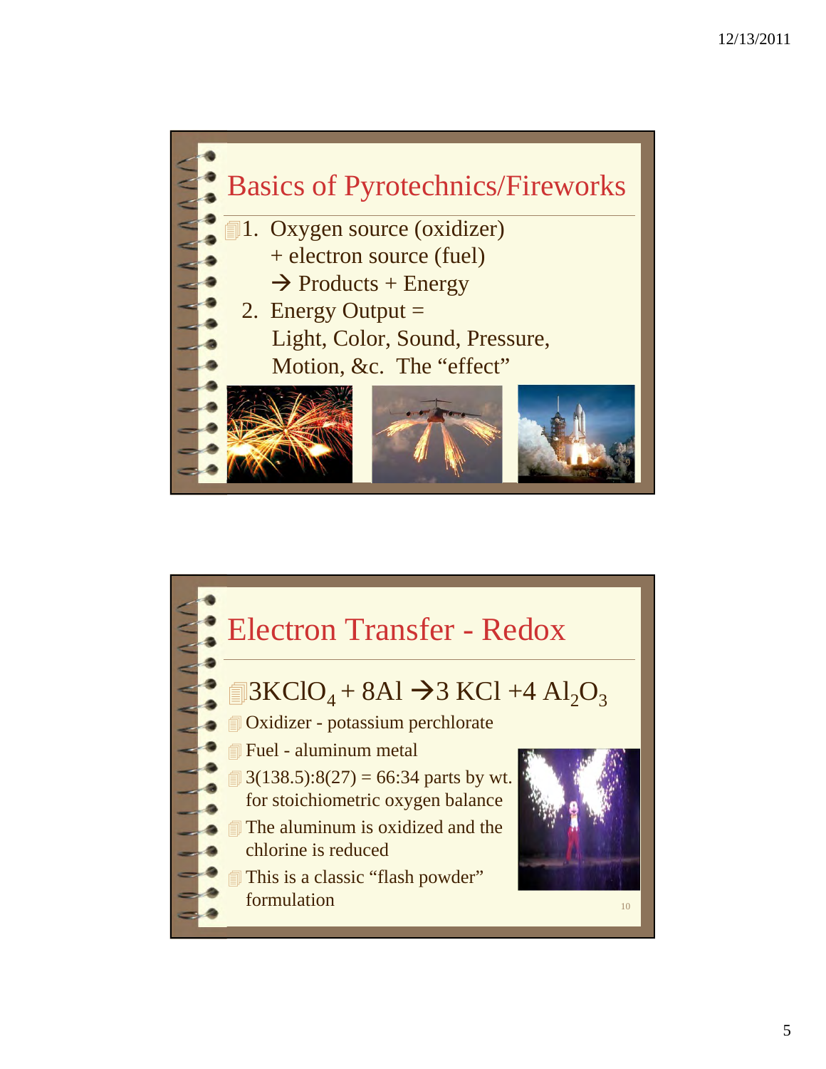# Basics of Pyrotechnics/Fireworks

1. Oxygen source (oxidizer)
   + electron source (fuel)
   → Products + Energy
2. Energy Output =
   Light, Color, Sound, Pressure, Motion, &c. The "effect"

# Electron Transfer - Redox

- $3KClO_4 + 8Al \rightarrow 3\ KCl + 4\ Al_2O_3$
- Oxidizer - potassium perchlorate
- Fuel - aluminum metal
- 3(138.5):8(27) = 66:34 parts by wt. for stoichiometric oxygen balance
- The aluminum is oxidized and the chlorine is reduced
- This is a classic "flash powder" formulation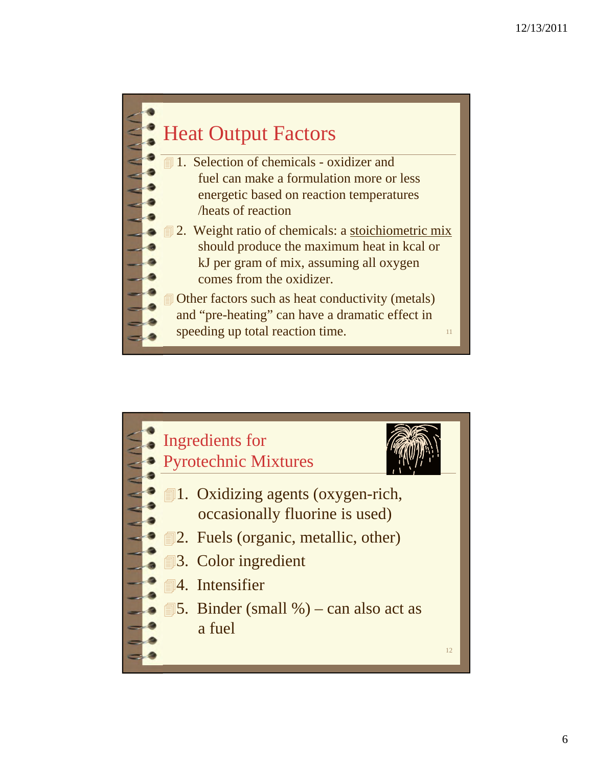## Heat Output Factors

- 1. Selection of chemicals - oxidizer and fuel can make a formulation more or less energetic based on reaction temperatures /heats of reaction
- 2. Weight ratio of chemicals: a stoichiometric mix should produce the maximum heat in kcal or kJ per gram of mix, assuming all oxygen comes from the oxidizer.
- Other factors such as heat conductivity (metals) and "pre-heating" can have a dramatic effect in speeding up total reaction time.

## Ingredients for Pyrotechnic Mixtures

- 1. Oxidizing agents (oxygen-rich, occasionally fluorine is used)
- 2. Fuels (organic, metallic, other)
- 3. Color ingredient
- 4. Intensifier
- 5. Binder (small %) – can also act as a fuel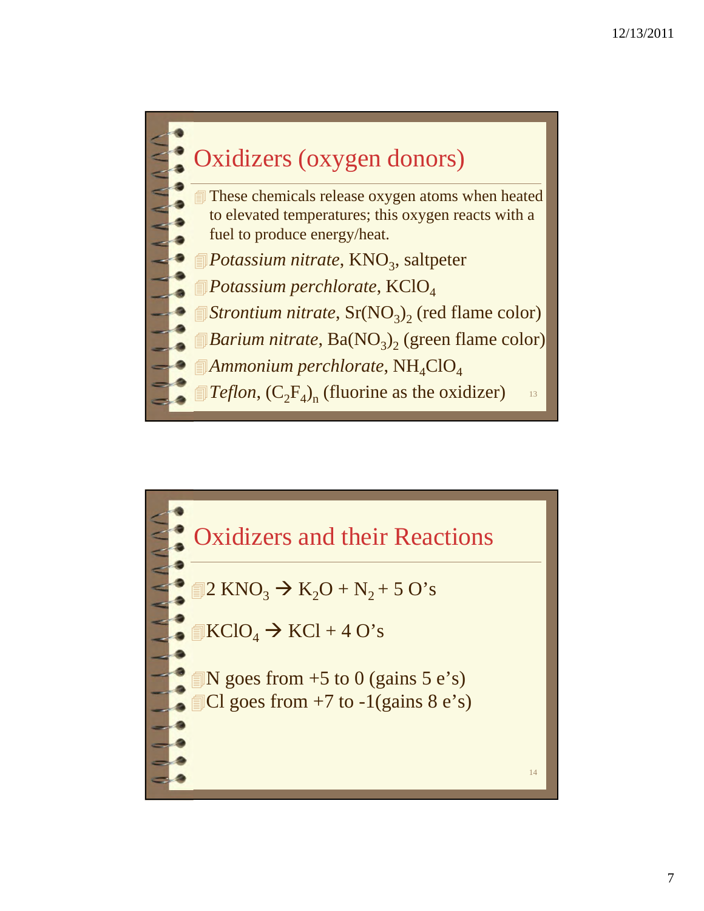## Oxidizers (oxygen donors)

- These chemicals release oxygen atoms when heated to elevated temperatures; this oxygen reacts with a fuel to produce energy/heat.
- *Potassium nitrate*, $KNO_3$, saltpeter
- *Potassium perchlorate*, $KClO_4$
- *Strontium nitrate*, $Sr(NO_3)_2$ (red flame color)
- *Barium nitrate*, $Ba(NO_3)_2$ (green flame color)
- *Ammonium perchlorate*, $NH_4ClO_4$
- *Teflon*, $(C_2F_4)_n$ (fluorine as the oxidizer)

## Oxidizers and their Reactions

- $2\ KNO_3 \rightarrow K_2O + N_2 + 5$ O's
- $KClO_4 \rightarrow KCl + 4$ O's
- N goes from +5 to 0 (gains 5 e's)
- Cl goes from +7 to -1(gains 8 e's)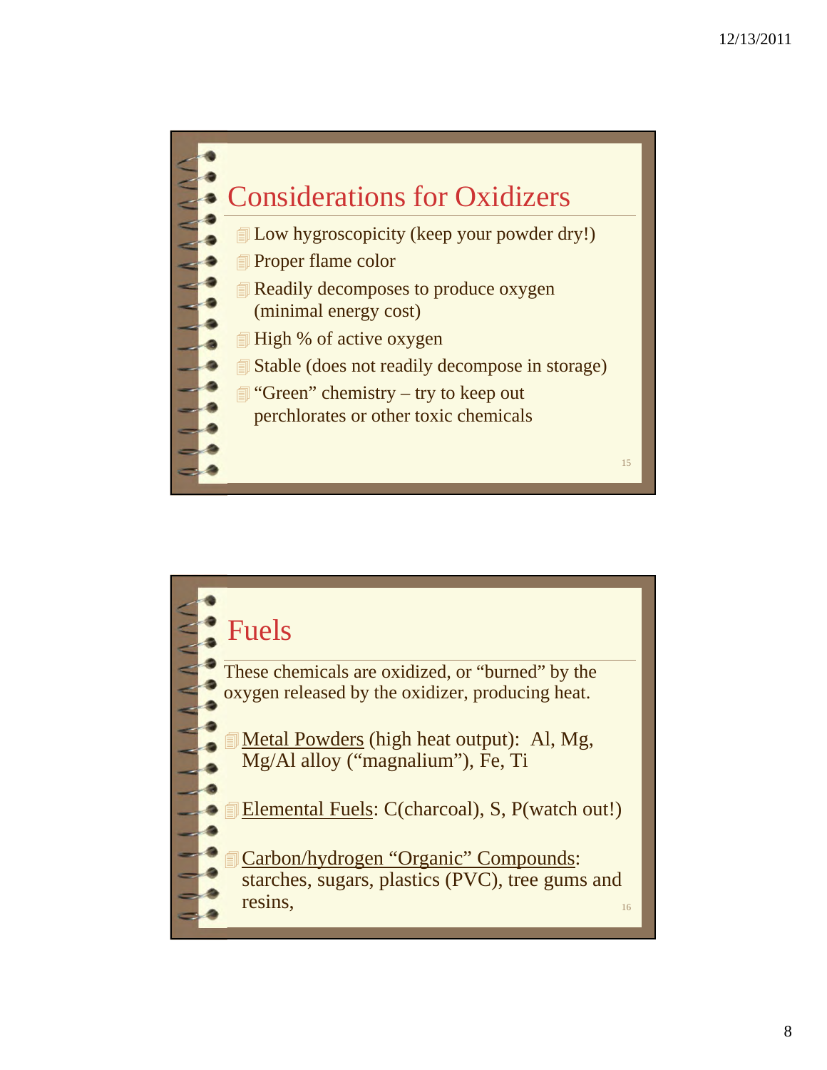## Considerations for Oxidizers

- Low hygroscopicity (keep your powder dry!)
- Proper flame color
- Readily decomposes to produce oxygen (minimal energy cost)
- High % of active oxygen
- Stable (does not readily decompose in storage)
- "Green" chemistry – try to keep out perchlorates or other toxic chemicals

## Fuels

These chemicals are oxidized, or "burned" by the oxygen released by the oxidizer, producing heat.

- Metal Powders (high heat output): Al, Mg, Mg/Al alloy ("magnalium"), Fe, Ti
- Elemental Fuels: C(charcoal), S, P(watch out!)
- Carbon/hydrogen "Organic" Compounds: starches, sugars, plastics (PVC), tree gums and resins,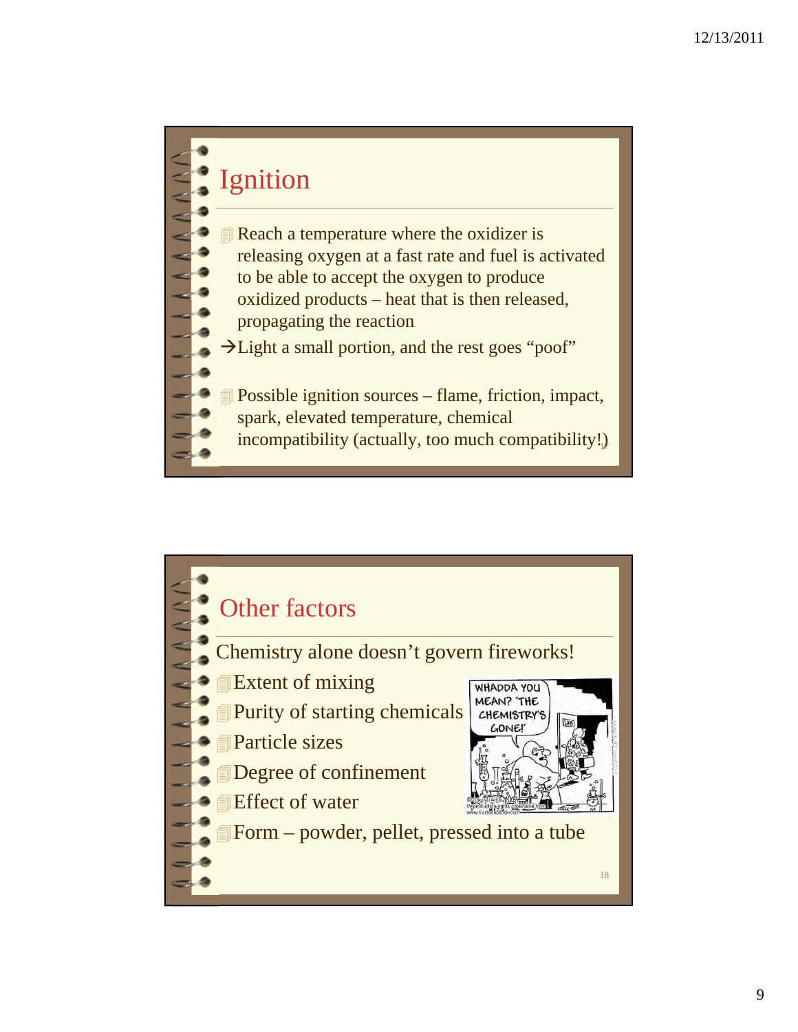## Ignition

- Reach a temperature where the oxidizer is releasing oxygen at a fast rate and fuel is activated to be able to accept the oxygen to produce oxidized products – heat that is then released, propagating the reaction

→Light a small portion, and the rest goes "poof"

- Possible ignition sources – flame, friction, impact, spark, elevated temperature, chemical incompatibility (actually, too much compatibility!)

## Other factors

Chemistry alone doesn't govern fireworks!

- Extent of mixing
- Purity of starting chemicals
- Particle sizes
- Degree of confinement
- Effect of water
- Form – powder, pellet, pressed into a tube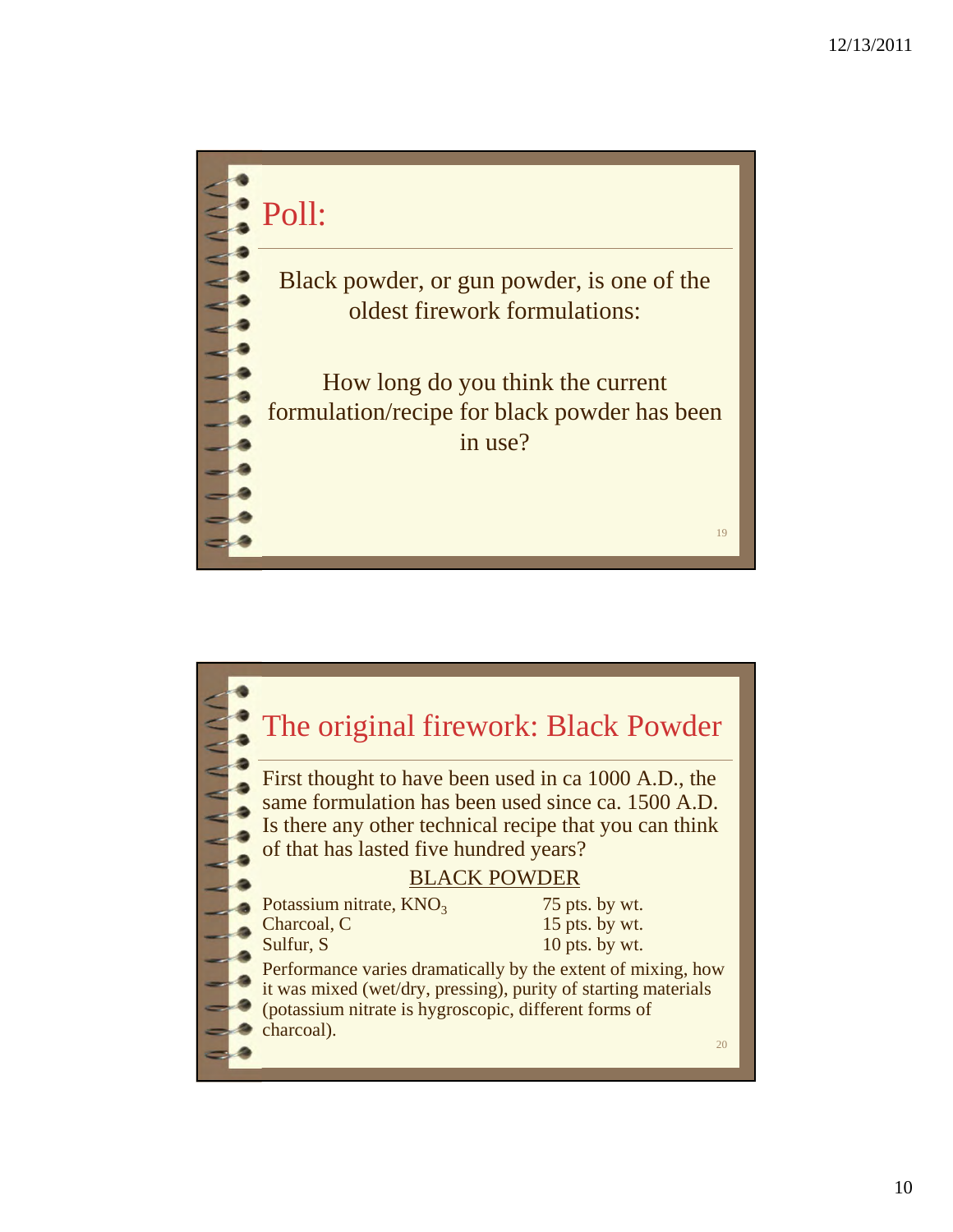## Poll:

Black powder, or gun powder, is one of the oldest firework formulations:

How long do you think the current formulation/recipe for black powder has been in use?

## The original firework: Black Powder

First thought to have been used in ca 1000 A.D., the same formulation has been used since ca. 1500 A.D. Is there any other technical recipe that you can think of that has lasted five hundred years?

**BLACK POWDER**

| | |
|---|---|
| Potassium nitrate, $KNO_3$ | 75 pts. by wt. |
| Charcoal, C | 15 pts. by wt. |
| Sulfur, S | 10 pts. by wt. |

Performance varies dramatically by the extent of mixing, how it was mixed (wet/dry, pressing), purity of starting materials (potassium nitrate is hygroscopic, different forms of charcoal).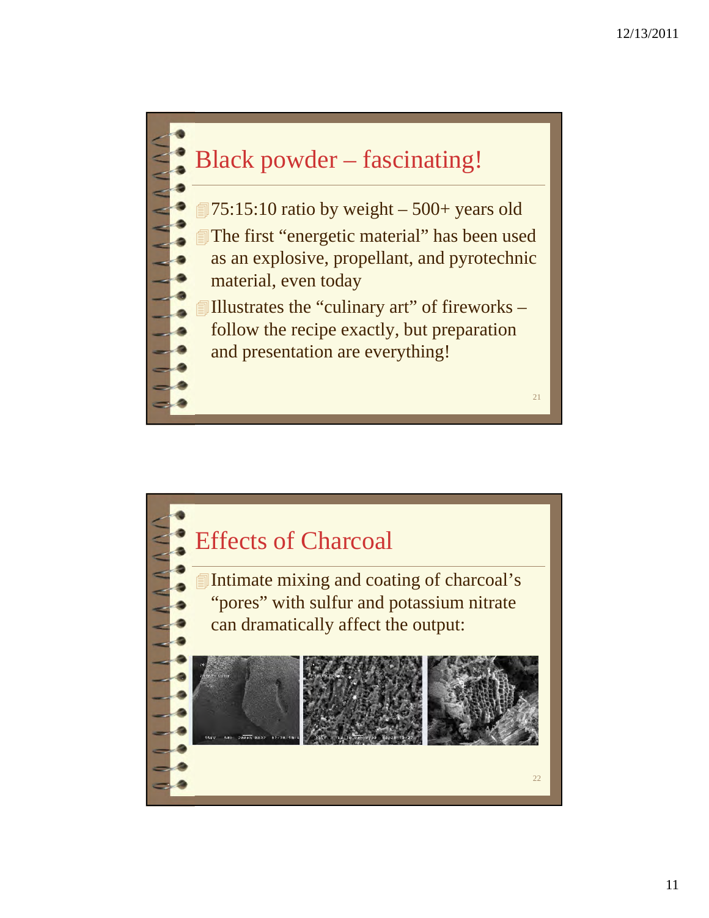## Black powder – fascinating!

- 75:15:10 ratio by weight – 500+ years old
- The first "energetic material" has been used as an explosive, propellant, and pyrotechnic material, even today
- Illustrates the "culinary art" of fireworks – follow the recipe exactly, but preparation and presentation are everything!

## Effects of Charcoal

- Intimate mixing and coating of charcoal's "pores" with sulfur and potassium nitrate can dramatically affect the output: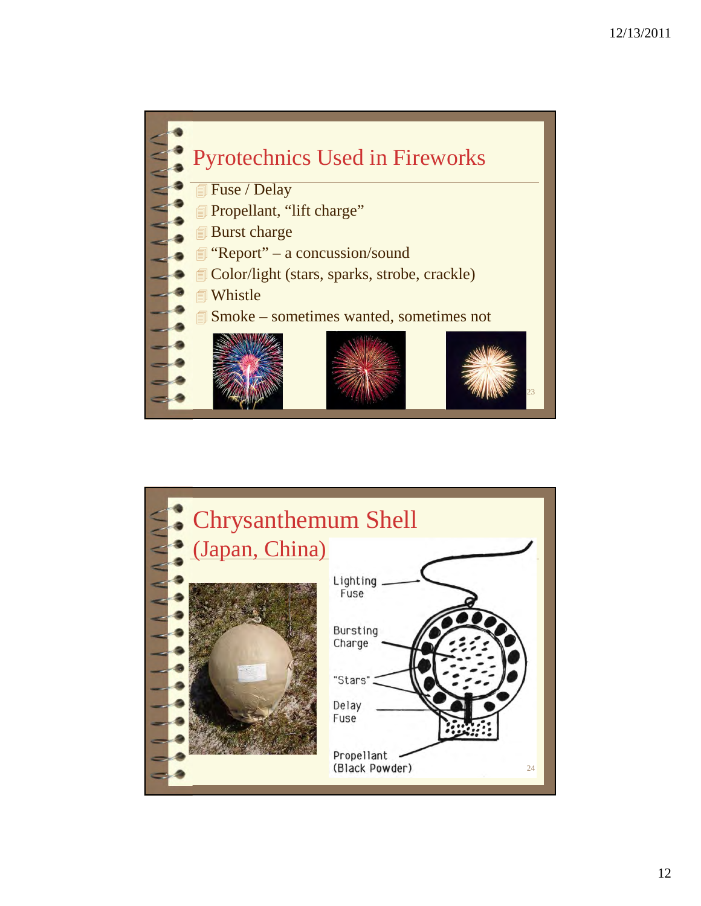## Pyrotechnics Used in Fireworks

- Fuse / Delay
- Propellant, “lift charge”
- Burst charge
- “Report” – a concussion/sound
- Color/light (stars, sparks, strobe, crackle)
- Whistle
- Smoke – sometimes wanted, sometimes not

## Chrysanthemum Shell (Japan, China)

Lighting Fuse

Bursting Charge

"Stars"

Delay Fuse

Propellant (Black Powder)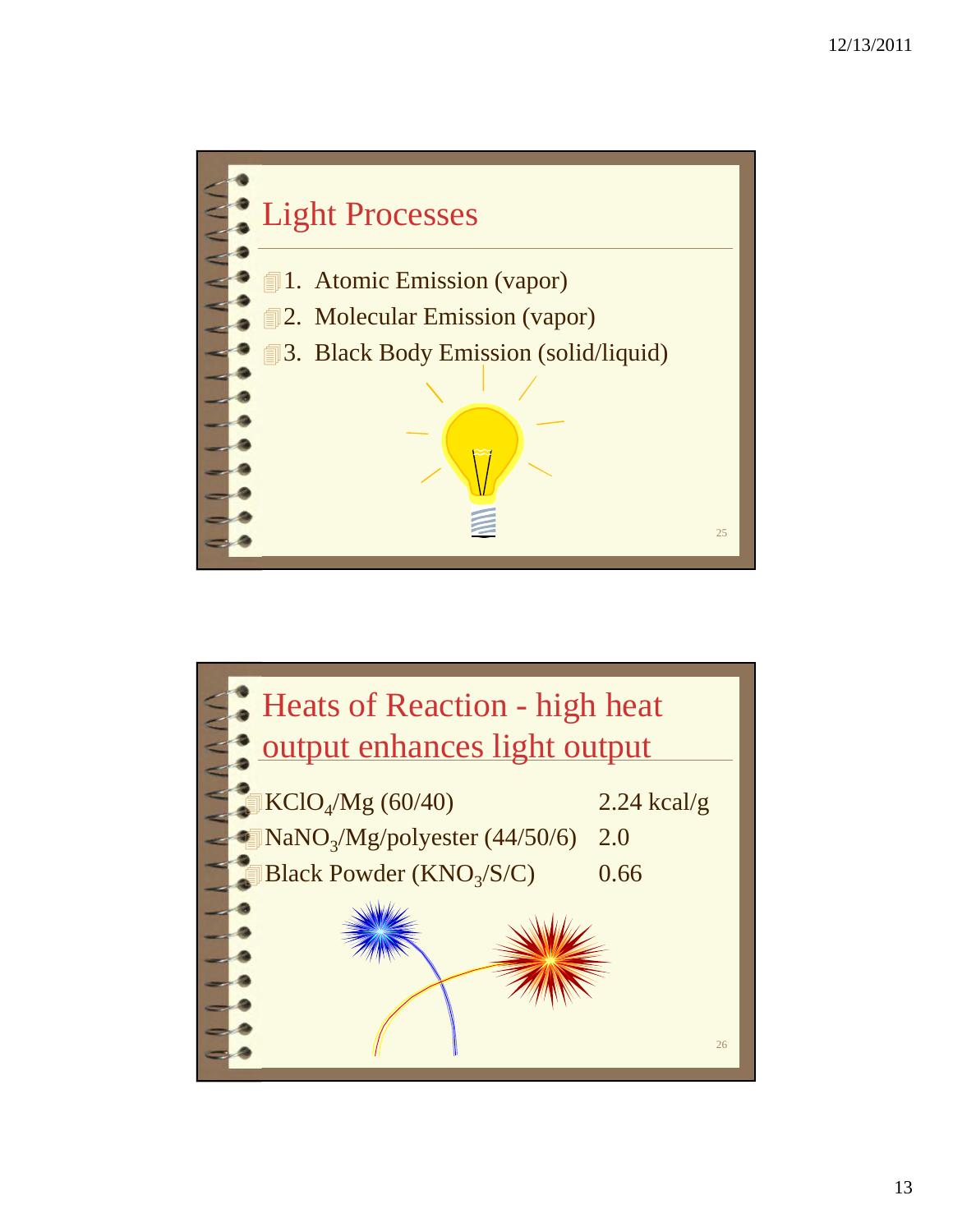## Light Processes

- 1. Atomic Emission (vapor)
- 2. Molecular Emission (vapor)
- 3. Black Body Emission (solid/liquid)

## Heats of Reaction - high heat output enhances light output

| | |
|---|---|
| $KClO_4$/Mg (60/40) | 2.24 kcal/g |
| $NaNO_3$/Mg/polyester (44/50/6) | 2.0 |
| Black Powder ($KNO_3$/S/C) | 0.66 |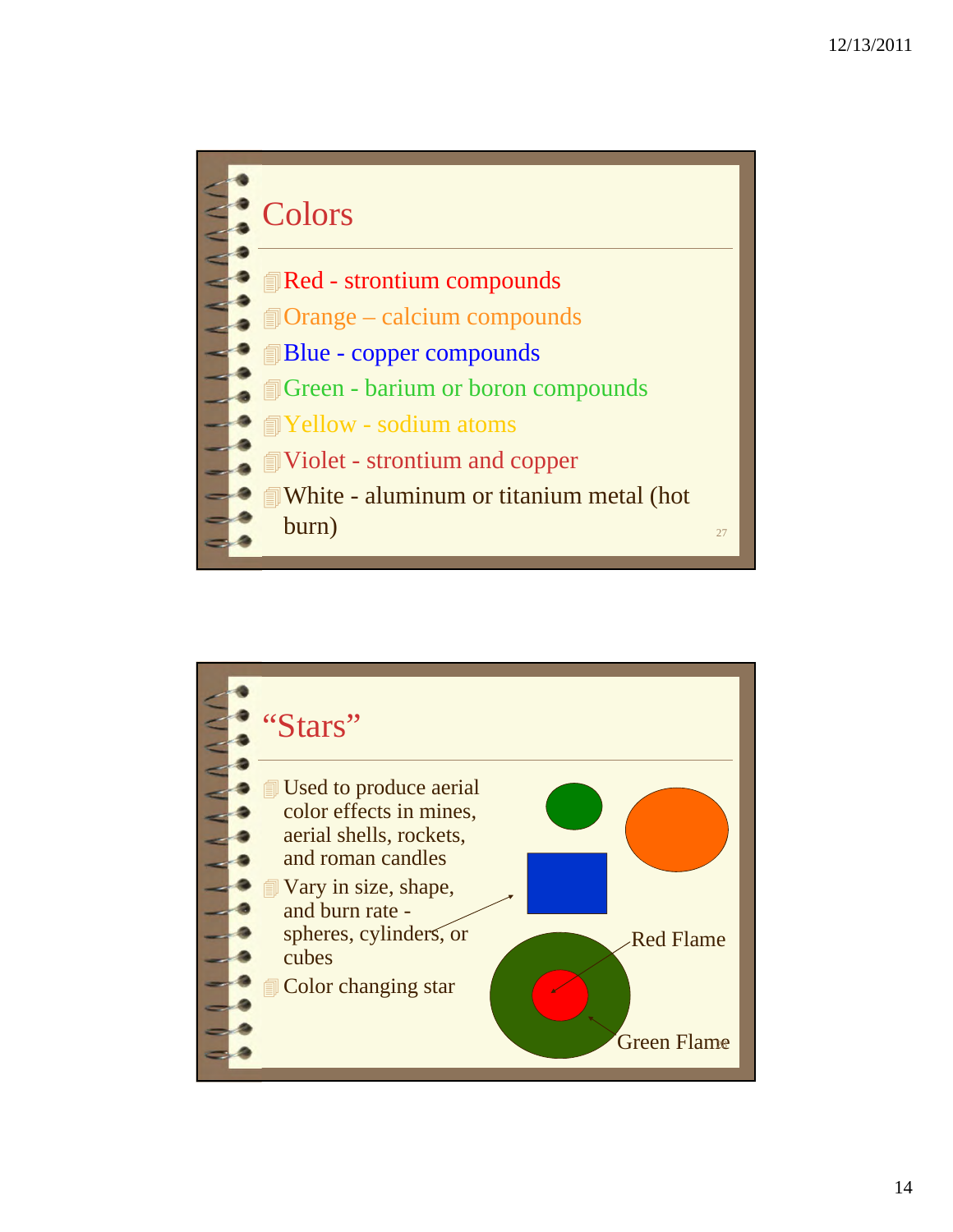## Colors

- Red - strontium compounds
- Orange – calcium compounds
- Blue - copper compounds
- Green - barium or boron compounds
- Yellow - sodium atoms
- Violet - strontium and copper
- White - aluminum or titanium metal (hot burn)

## "Stars"

- Used to produce aerial color effects in mines, aerial shells, rockets, and roman candles
- Vary in size, shape, and burn rate - spheres, cylinders, or cubes
- Color changing star

Red Flame

Green Flame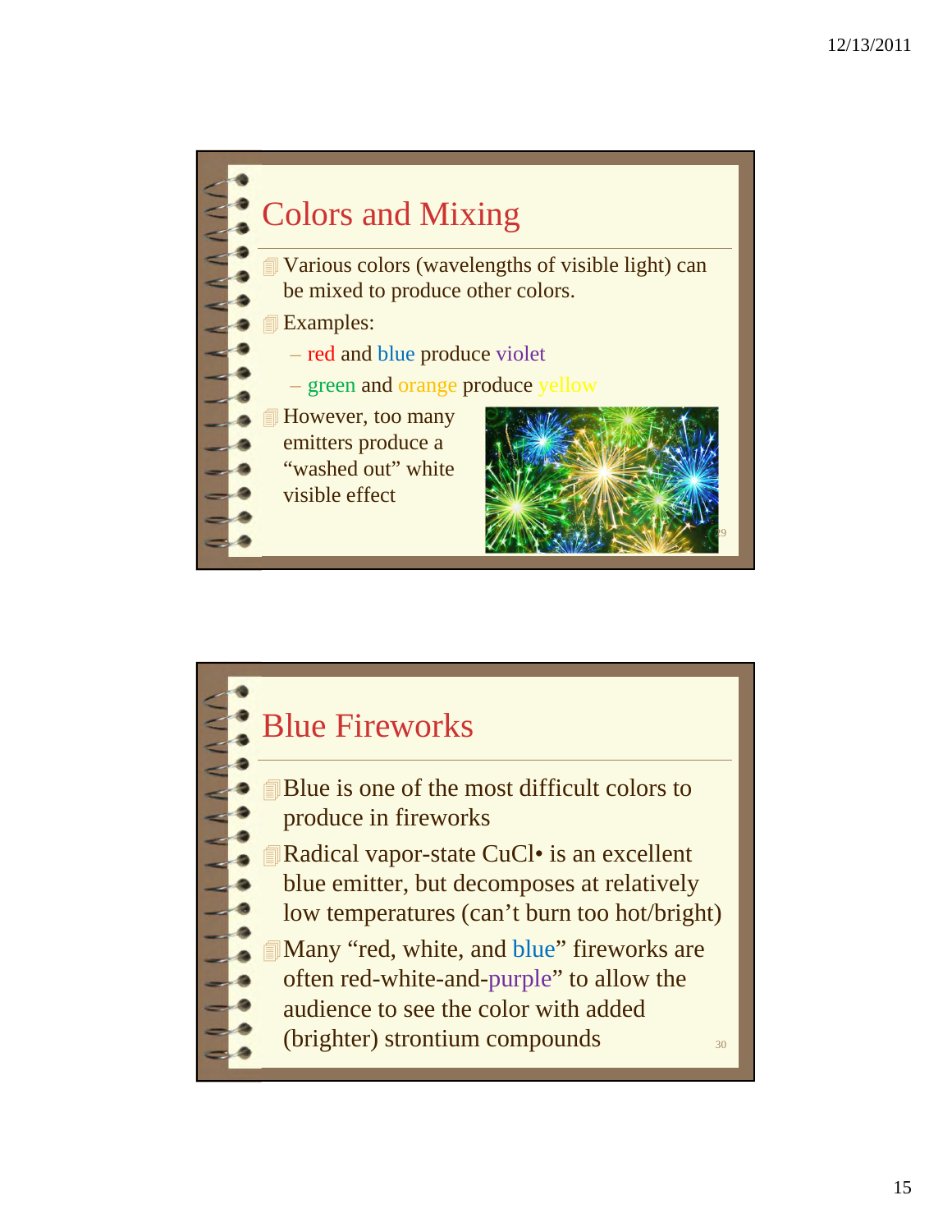## Colors and Mixing

- Various colors (wavelengths of visible light) can be mixed to produce other colors.
- Examples:
  - red and blue produce violet
  - green and orange produce yellow
- However, too many emitters produce a "washed out" white visible effect

## Blue Fireworks

- Blue is one of the most difficult colors to produce in fireworks
- Radical vapor-state CuCl• is an excellent blue emitter, but decomposes at relatively low temperatures (can't burn too hot/bright)
- Many "red, white, and blue" fireworks are often red-white-and-purple" to allow the audience to see the color with added (brighter) strontium compounds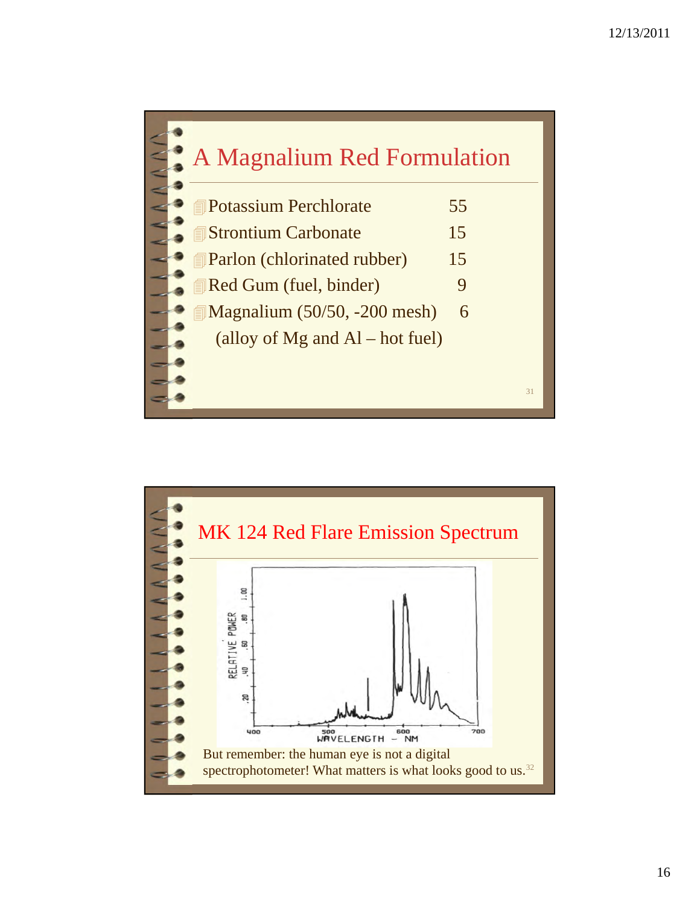## A Magnalium Red Formulation

| Ingredient | Parts |
| --- | --- |
| Potassium Perchlorate | 55 |
| Strontium Carbonate | 15 |
| Parlon (chlorinated rubber) | 15 |
| Red Gum (fuel, binder) | 9 |
| Magnalium (50/50, -200 mesh) (alloy of Mg and Al – hot fuel) | 6 |

## MK 124 Red Flare Emission Spectrum

RELATIVE POWER

WAVELENGTH – NM

But remember: the human eye is not a digital spectrophotometer! What matters is what looks good to us.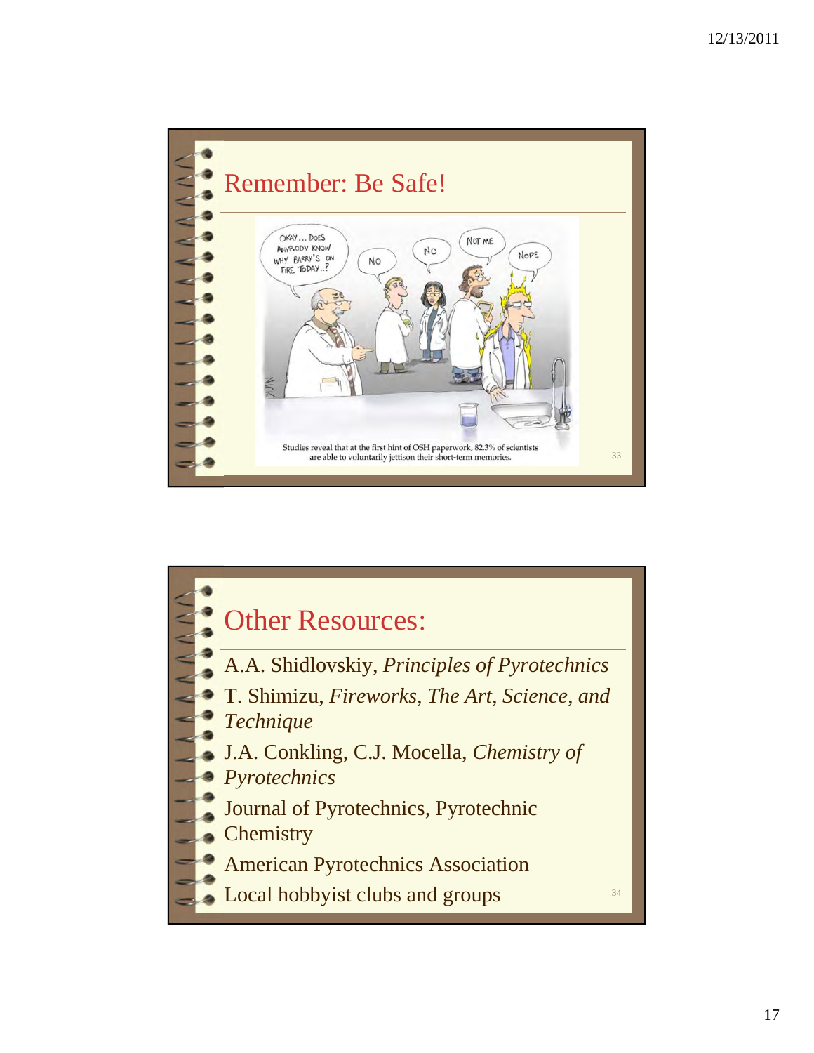## Remember: Be Safe!

Studies reveal that at the first hint of OSH paperwork, 82.3% of scientists are able to voluntarily jettison their short-term memories.

## Other Resources:

- A.A. Shidlovskiy, *Principles of Pyrotechnics*
- T. Shimizu, *Fireworks, The Art, Science, and Technique*
- J.A. Conkling, C.J. Mocella, *Chemistry of Pyrotechnics*
- Journal of Pyrotechnics, Pyrotechnic Chemistry
- American Pyrotechnics Association
- Local hobbyist clubs and groups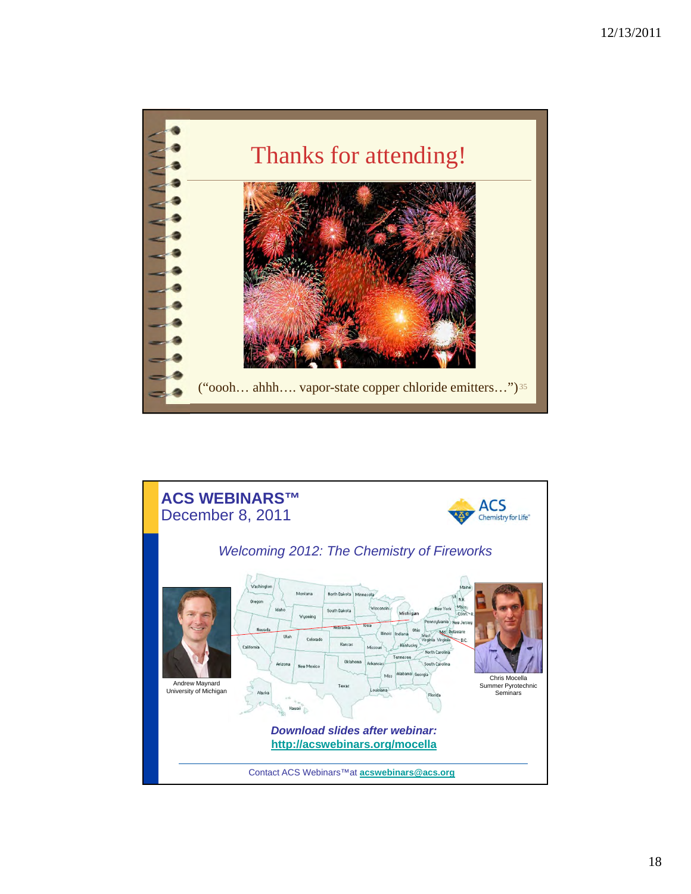# Thanks for attending!

("oooh… ahhh…. vapor-state copper chloride emitters…")[35]

---

## ACS WEBINARS™

December 8, 2011

ACS Chemistry for Life®

*Welcoming 2012: The Chemistry of Fireworks*

Andrew Maynard
University of Michigan

Chris Mocella
Summer Pyrotechnic Seminars

***Download slides after webinar:***
**http://acswebinars.org/mocella**

Contact ACS Webinars™ at **acswebinars@acs.org**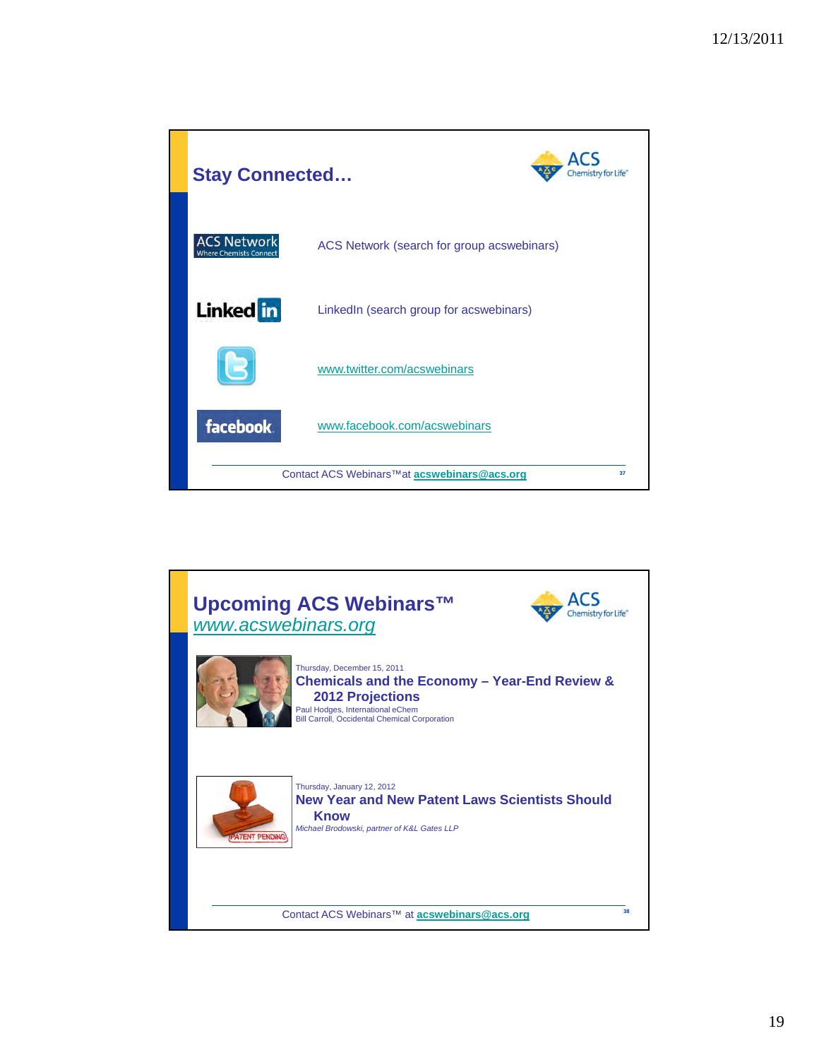## Stay Connected…

ACS Network (search for group acswebinars)

LinkedIn (search group for acswebinars)

www.twitter.com/acswebinars

www.facebook.com/acswebinars

Contact ACS Webinars™at **acswebinars@acs.org**

## Upcoming ACS Webinars™

*www.acswebinars.org*

Thursday, December 15, 2011

**Chemicals and the Economy – Year-End Review & 2012 Projections**

Paul Hodges, International eChem
Bill Carroll, Occidental Chemical Corporation

Thursday, January 12, 2012

**New Year and New Patent Laws Scientists Should Know**

*Michael Brodowski, partner of K&L Gates LLP*

Contact ACS Webinars™ at **acswebinars@acs.org**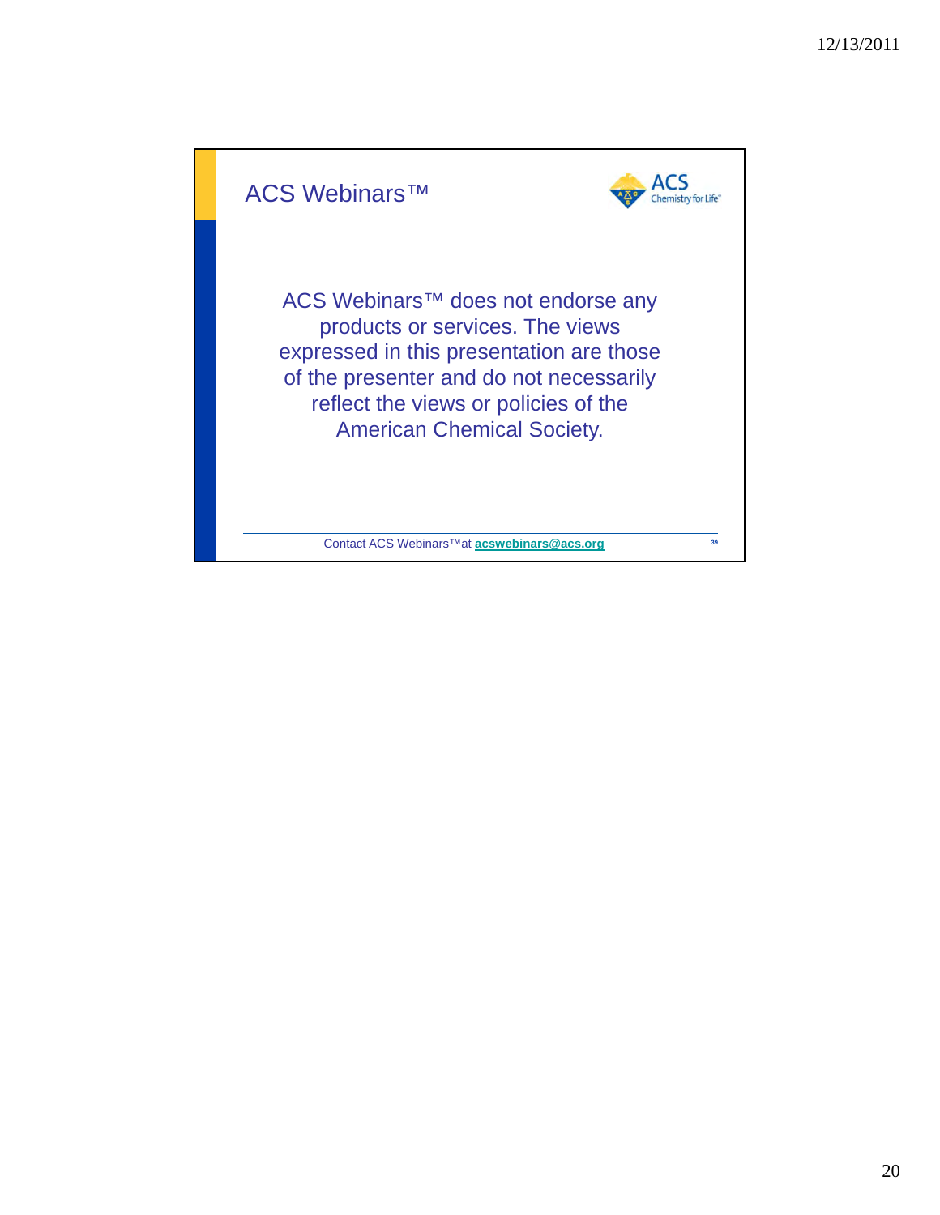## ACS Webinars™

ACS Webinars™ does not endorse any products or services. The views expressed in this presentation are those of the presenter and do not necessarily reflect the views or policies of the American Chemical Society.

Contact ACS Webinars™ at **acswebinars@acs.org**